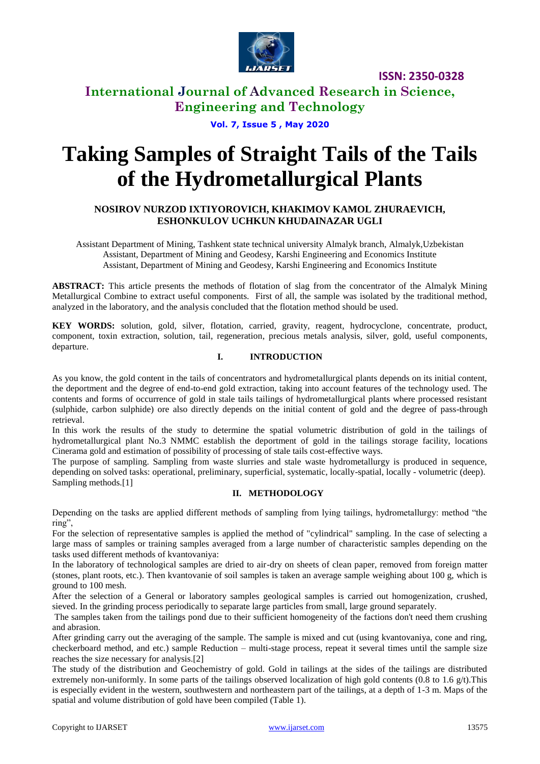# Taking Samples of Straight Tails of the Tails of the Hydrometallurgical Plants

**NOSIROV NURZOD IXTIYOROVICH, KHAKIMOV KAMOL ZHURAEVICH, ESHONKULOV UCHKUN KHUDAINAZAR UGLI**

Assistant Department of Mining, Tashkent state technical university Almalyk branch, Almalyk,Uzbekistan
Assistant, Department of Mining and Geodesy, Karshi Engineering and Economics Institute
Assistant, Department of Mining and Geodesy, Karshi Engineering and Economics Institute

**ABSTRACT:** This article presents the methods of flotation of slag from the concentrator of the Almalyk Mining Metallurgical Combine to extract useful components. First of all, the sample was isolated by the traditional method, analyzed in the laboratory, and the analysis concluded that the flotation method should be used.

**KEY WORDS:** solution, gold, silver, flotation, carried, gravity, reagent, hydrocyclone, concentrate, product, component, toxin extraction, solution, tail, regeneration, precious metals analysis, silver, gold, useful components, departure.

## I. INTRODUCTION

As you know, the gold content in the tails of concentrators and hydrometallurgical plants depends on its initial content, the deportment and the degree of end-to-end gold extraction, taking into account features of the technology used. The contents and forms of occurrence of gold in stale tails tailings of hydrometallurgical plants where processed resistant (sulphide, carbon sulphide) ore also directly depends on the initial content of gold and the degree of pass-through retrieval.

In this work the results of the study to determine the spatial volumetric distribution of gold in the tailings of hydrometallurgical plant No.3 NMMC establish the deportment of gold in the tailings storage facility, locations Cinerama gold and estimation of possibility of processing of stale tails cost-effective ways.

The purpose of sampling. Sampling from waste slurries and stale waste hydrometallurgy is produced in sequence, depending on solved tasks: operational, preliminary, superficial, systematic, locally-spatial, locally - volumetric (deep). Sampling methods.[1]

## II. METHODOLOGY

Depending on the tasks are applied different methods of sampling from lying tailings, hydrometallurgy: method "the ring",

For the selection of representative samples is applied the method of "cylindrical" sampling. In the case of selecting a large mass of samples or training samples averaged from a large number of characteristic samples depending on the tasks used different methods of kvantovaniya:

In the laboratory of technological samples are dried to air-dry on sheets of clean paper, removed from foreign matter (stones, plant roots, etc.). Then kvantovanie of soil samples is taken an average sample weighing about 100 g, which is ground to 100 mesh.

After the selection of a General or laboratory samples geological samples is carried out homogenization, crushed, sieved. In the grinding process periodically to separate large particles from small, large ground separately.

The samples taken from the tailings pond due to their sufficient homogeneity of the factions don't need them crushing and abrasion.

After grinding carry out the averaging of the sample. The sample is mixed and cut (using kvantovaniya, cone and ring, checkerboard method, and etc.) sample Reduction – multi-stage process, repeat it several times until the sample size reaches the size necessary for analysis.[2]

The study of the distribution and Geochemistry of gold. Gold in tailings at the sides of the tailings are distributed extremely non-uniformly. In some parts of the tailings observed localization of high gold contents (0.8 to 1.6 g/t).This is especially evident in the western, southwestern and northeastern part of the tailings, at a depth of 1-3 m. Maps of the spatial and volume distribution of gold have been compiled (Table 1).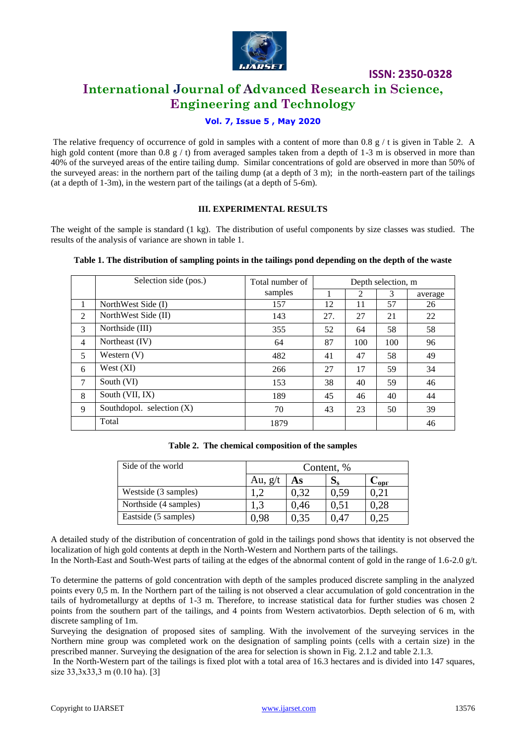The relative frequency of occurrence of gold in samples with a content of more than 0.8 g / t is given in Table 2. A high gold content (more than 0.8 g / t) from averaged samples taken from a depth of 1-3 m is observed in more than 40% of the surveyed areas of the entire tailing dump. Similar concentrations of gold are observed in more than 50% of the surveyed areas: in the northern part of the tailing dump (at a depth of 3 m); in the north-eastern part of the tailings (at a depth of 1-3m), in the western part of the tailings (at a depth of 5-6m).

## III. EXPERIMENTAL RESULTS

The weight of the sample is standard (1 kg). The distribution of useful components by size classes was studied. The results of the analysis of variance are shown in table 1.

**Table 1. The distribution of sampling points in the tailings pond depending on the depth of the waste**

| | Selection side (pos.) | Total number of samples | Depth selection, m | | | |
|---|---|---|---|---|---|---|
| | | | 1 | 2 | 3 | average |
| 1 | NorthWest Side (I) | 157 | 12 | 11 | 57 | 26 |
| 2 | NorthWest Side (II) | 143 | 27. | 27 | 21 | 22 |
| 3 | Northside (III) | 355 | 52 | 64 | 58 | 58 |
| 4 | Northeast (IV) | 64 | 87 | 100 | 100 | 96 |
| 5 | Western (V) | 482 | 41 | 47 | 58 | 49 |
| 6 | West (XI) | 266 | 27 | 17 | 59 | 34 |
| 7 | South (VI) | 153 | 38 | 40 | 59 | 46 |
| 8 | South (VII, IX) | 189 | 45 | 46 | 40 | 44 |
| 9 | Southdopol. selection (X) | 70 | 43 | 23 | 50 | 39 |
| | Total | 1879 | | | | 46 |

**Table 2. The chemical composition of the samples**

| Side of the world | Content, % | | | |
|---|---|---|---|---|
| | Au, g/t | As | $S_s$ | $C_{opr}$ |
| Westside (3 samples) | 1,2 | 0,32 | 0,59 | 0,21 |
| Northside (4 samples) | 1,3 | 0,46 | 0,51 | 0,28 |
| Eastside (5 samples) | 0,98 | 0,35 | 0,47 | 0,25 |

A detailed study of the distribution of concentration of gold in the tailings pond shows that identity is not observed the localization of high gold contents at depth in the North-Western and Northern parts of the tailings.
In the North-East and South-West parts of tailing at the edges of the abnormal content of gold in the range of 1.6-2.0 g/t.

To determine the patterns of gold concentration with depth of the samples produced discrete sampling in the analyzed points every 0,5 m. In the Northern part of the tailing is not observed a clear accumulation of gold concentration in the tails of hydrometallurgy at depths of 1-3 m. Therefore, to increase statistical data for further studies was chosen 2 points from the southern part of the tailings, and 4 points from Western activatorbios. Depth selection of 6 m, with discrete sampling of 1m.
Surveying the designation of proposed sites of sampling. With the involvement of the surveying services in the Northern mine group was completed work on the designation of sampling points (cells with a certain size) in the prescribed manner. Surveying the designation of the area for selection is shown in Fig. 2.1.2 and table 2.1.3.
In the North-Western part of the tailings is fixed plot with a total area of 16.3 hectares and is divided into 147 squares, size 33,3x33,3 m (0.10 ha). [3]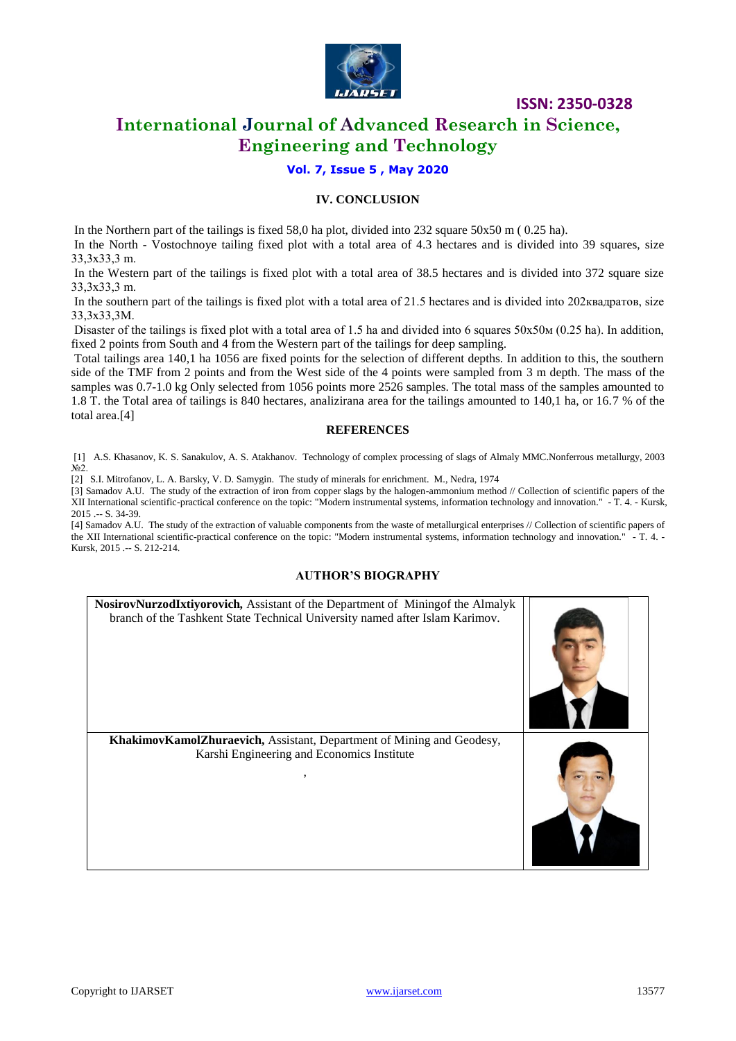## IV. CONCLUSION

In the Northern part of the tailings is fixed 58,0 ha plot, divided into 232 square 50x50 m ( 0.25 ha).

In the North - Vostochnoye tailing fixed plot with a total area of 4.3 hectares and is divided into 39 squares, size 33,3x33,3 m.

In the Western part of the tailings is fixed plot with a total area of 38.5 hectares and is divided into 372 square size 33,3x33,3 m.

In the southern part of the tailings is fixed plot with a total area of 21.5 hectares and is divided into 202квадратов, size 33,3x33,3M.

Disaster of the tailings is fixed plot with a total area of 1.5 ha and divided into 6 squares 50x50м (0.25 ha). In addition, fixed 2 points from South and 4 from the Western part of the tailings for deep sampling.

Total tailings area 140,1 ha 1056 are fixed points for the selection of different depths. In addition to this, the southern side of the TMF from 2 points and from the West side of the 4 points were sampled from 3 m depth. The mass of the samples was 0.7-1.0 kg Only selected from 1056 points more 2526 samples. The total mass of the samples amounted to 1.8 T. the Total area of tailings is 840 hectares, analizirana area for the tailings amounted to 140,1 ha, or 16.7 % of the total area.[4]

## REFERENCES

[1] A.S. Khasanov, K. S. Sanakulov, A. S. Atakhanov. Technology of complex processing of slags of Almaly MMC.Nonferrous metallurgy, 2003 №2.

[2] S.I. Mitrofanov, L. A. Barsky, V. D. Samygin. The study of minerals for enrichment. M., Nedra, 1974

[3] Samadov A.U. The study of the extraction of iron from copper slags by the halogen-ammonium method // Collection of scientific papers of the XII International scientific-practical conference on the topic: "Modern instrumental systems, information technology and innovation." - T. 4. - Kursk, 2015 .-- S. 34-39.

[4] Samadov A.U. The study of the extraction of valuable components from the waste of metallurgical enterprises // Collection of scientific papers of the XII International scientific-practical conference on the topic: "Modern instrumental systems, information technology and innovation." - T. 4. - Kursk, 2015 .-- S. 212-214.

## AUTHOR'S BIOGRAPHY

| | |
|---|---|
| **NosirovNurzodIxtiyorovich,** Assistant of the Department of Miningof the Almalyk branch of the Tashkent State Technical University named after Islam Karimov. | |
| **KhakimovKamolZhuraevich,** Assistant, Department of Mining and Geodesy, Karshi Engineering and Economics Institute , | |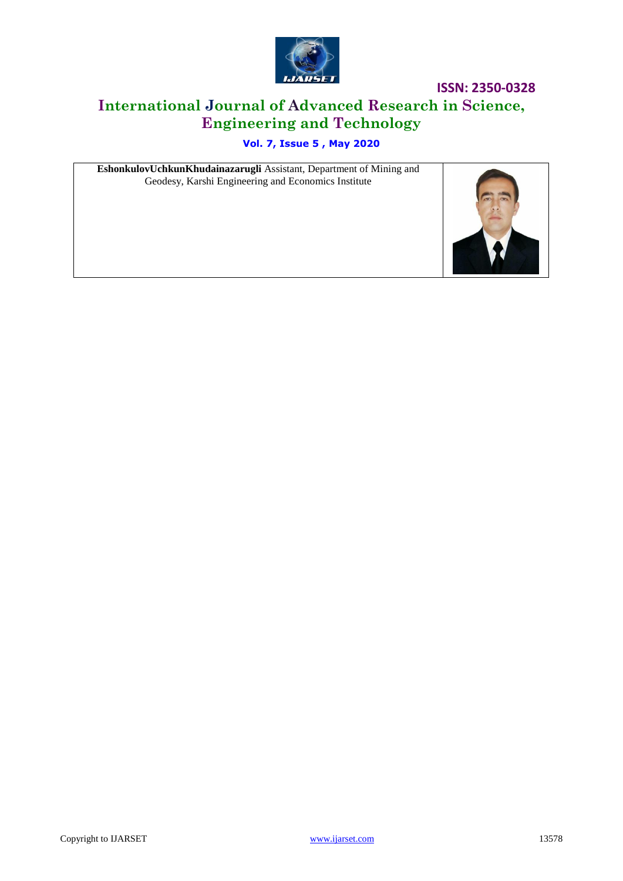**EshonkulovUchkunKhudainazarugli** Assistant, Department of Mining and Geodesy, Karshi Engineering and Economics Institute